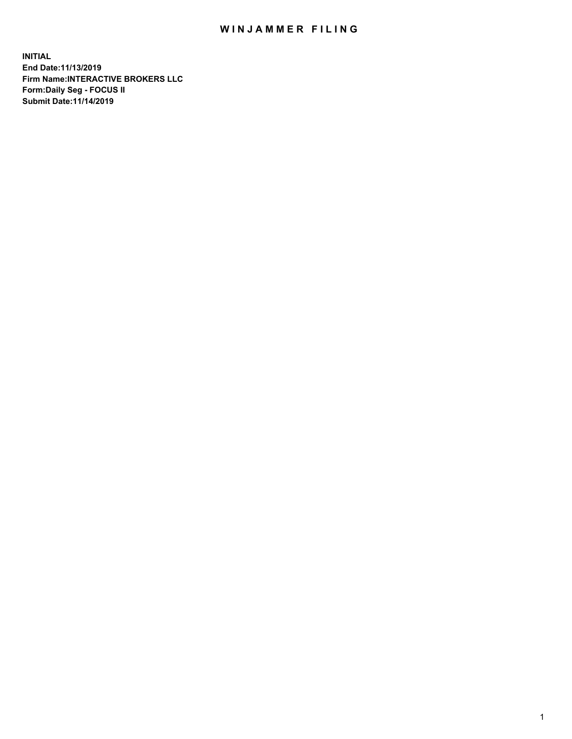# WINJAMMER FILING

**INITIAL**
**End Date:11/13/2019**
**Firm Name:INTERACTIVE BROKERS LLC**
**Form:Daily Seg - FOCUS II**
**Submit Date:11/14/2019**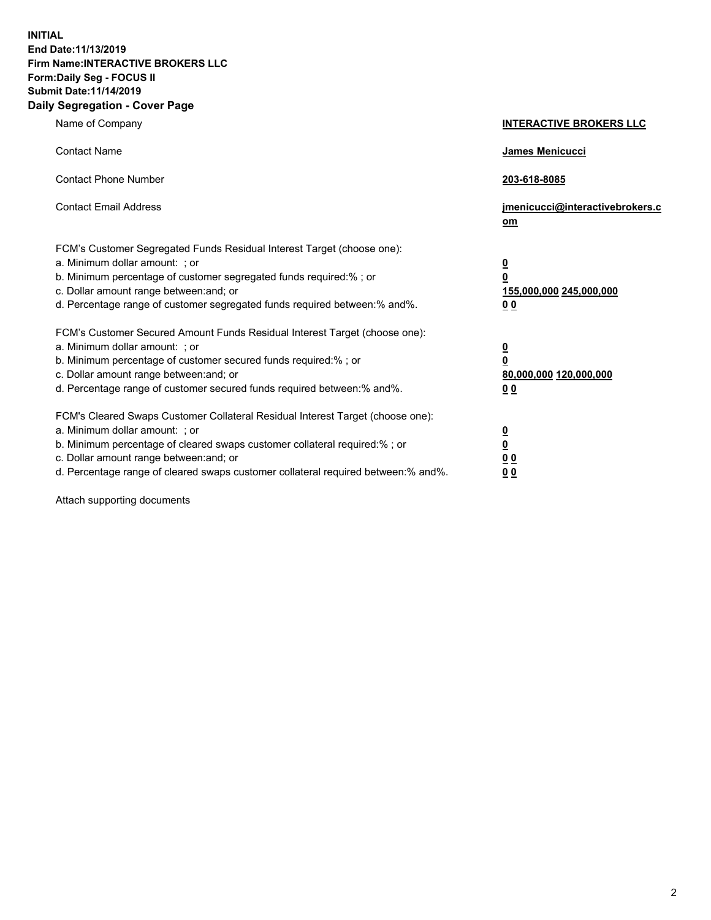**INITIAL**
**End Date:11/13/2019**
**Firm Name:INTERACTIVE BROKERS LLC**
**Form:Daily Seg - FOCUS II**
**Submit Date:11/14/2019**
**Daily Segregation - Cover Page**

| | |
|---|---|
| Name of Company | **INTERACTIVE BROKERS LLC** |
| Contact Name | **James Menicucci** |
| Contact Phone Number | **203-618-8085** |
| Contact Email Address | **jmenicucci@interactivebrokers.com** |

FCM's Customer Segregated Funds Residual Interest Target (choose one):

| | |
|---|---|
| a. Minimum dollar amount: ; or | **0** |
| b. Minimum percentage of customer segregated funds required:% ; or | **0** |
| c. Dollar amount range between:and; or | **155,000,000 245,000,000** |
| d. Percentage range of customer segregated funds required between:% and%. | **0 0** |

FCM's Customer Secured Amount Funds Residual Interest Target (choose one):

| | |
|---|---|
| a. Minimum dollar amount: ; or | **0** |
| b. Minimum percentage of customer secured funds required:% ; or | **0** |
| c. Dollar amount range between:and; or | **80,000,000 120,000,000** |
| d. Percentage range of customer secured funds required between:% and%. | **0 0** |

FCM's Cleared Swaps Customer Collateral Residual Interest Target (choose one):

| | |
|---|---|
| a. Minimum dollar amount: ; or | **0** |
| b. Minimum percentage of cleared swaps customer collateral required:% ; or | **0** |
| c. Dollar amount range between:and; or | **0 0** |
| d. Percentage range of cleared swaps customer collateral required between:% and%. | **0 0** |

Attach supporting documents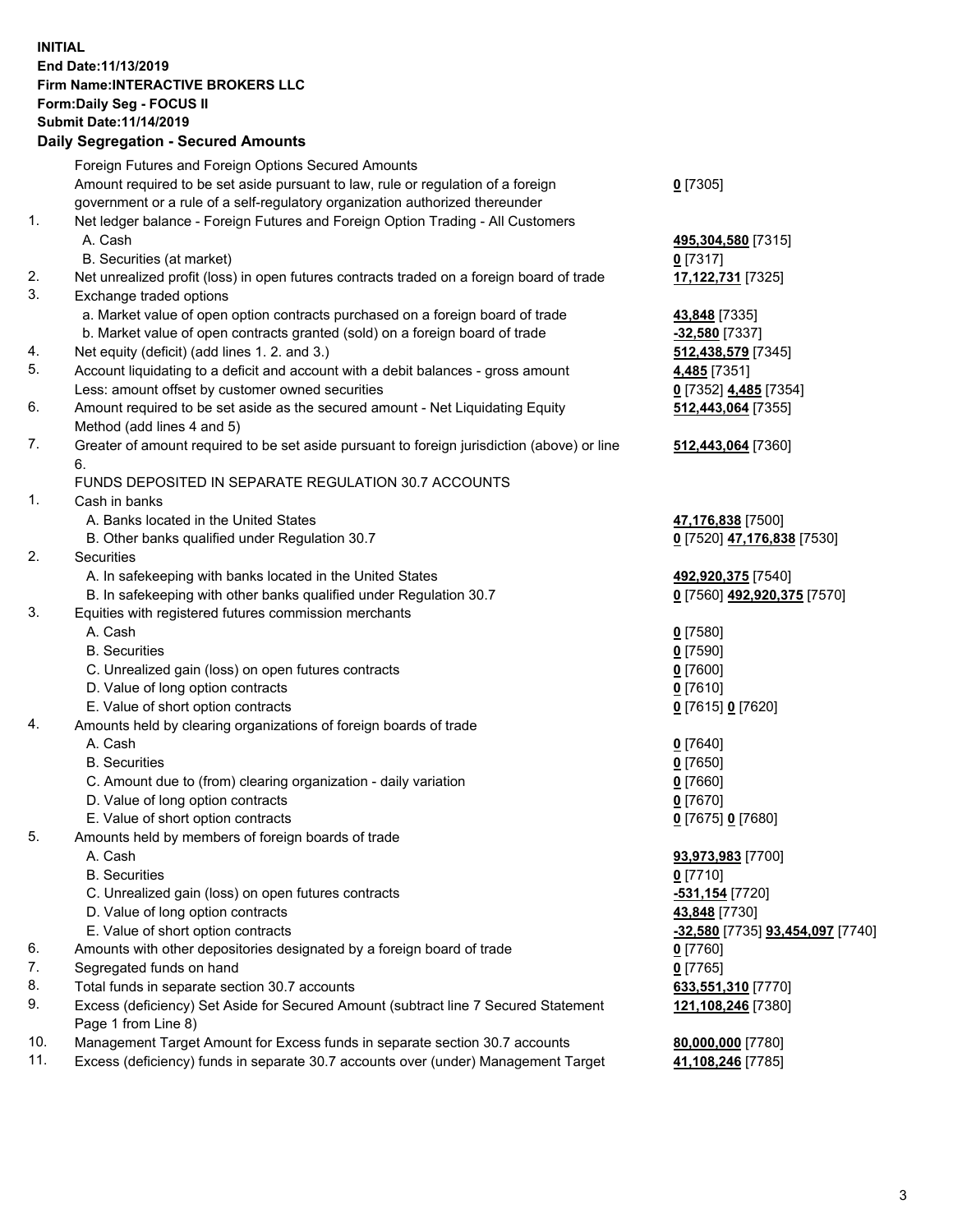**INITIAL**
**End Date:11/13/2019**
**Firm Name:INTERACTIVE BROKERS LLC**
**Form:Daily Seg - FOCUS II**
**Submit Date:11/14/2019**

## Daily Segregation - Secured Amounts

| | | |
|---|---|---|
| | Foreign Futures and Foreign Options Secured Amounts | |
| | Amount required to be set aside pursuant to law, rule or regulation of a foreign government or a rule of a self-regulatory organization authorized thereunder | **0** [7305] |
| 1. | Net ledger balance - Foreign Futures and Foreign Option Trading - All Customers | |
| | A. Cash | **495,304,580** [7315] |
| | B. Securities (at market) | **0** [7317] |
| 2. | Net unrealized profit (loss) in open futures contracts traded on a foreign board of trade | **17,122,731** [7325] |
| 3. | Exchange traded options | |
| | a. Market value of open option contracts purchased on a foreign board of trade | **43,848** [7335] |
| | b. Market value of open contracts granted (sold) on a foreign board of trade | **-32,580** [7337] |
| 4. | Net equity (deficit) (add lines 1. 2. and 3.) | **512,438,579** [7345] |
| 5. | Account liquidating to a deficit and account with a debit balances - gross amount | **4,485** [7351] |
| | Less: amount offset by customer owned securities | **0** [7352] **4,485** [7354] |
| 6. | Amount required to be set aside as the secured amount - Net Liquidating Equity Method (add lines 4 and 5) | **512,443,064** [7355] |
| 7. | Greater of amount required to be set aside pursuant to foreign jurisdiction (above) or line 6. | **512,443,064** [7360] |
| | FUNDS DEPOSITED IN SEPARATE REGULATION 30.7 ACCOUNTS | |
| 1. | Cash in banks | |
| | A. Banks located in the United States | **47,176,838** [7500] |
| | B. Other banks qualified under Regulation 30.7 | **0** [7520] **47,176,838** [7530] |
| 2. | Securities | |
| | A. In safekeeping with banks located in the United States | **492,920,375** [7540] |
| | B. In safekeeping with other banks qualified under Regulation 30.7 | **0** [7560] **492,920,375** [7570] |
| 3. | Equities with registered futures commission merchants | |
| | A. Cash | **0** [7580] |
| | B. Securities | **0** [7590] |
| | C. Unrealized gain (loss) on open futures contracts | **0** [7600] |
| | D. Value of long option contracts | **0** [7610] |
| | E. Value of short option contracts | **0** [7615] **0** [7620] |
| 4. | Amounts held by clearing organizations of foreign boards of trade | |
| | A. Cash | **0** [7640] |
| | B. Securities | **0** [7650] |
| | C. Amount due to (from) clearing organization - daily variation | **0** [7660] |
| | D. Value of long option contracts | **0** [7670] |
| | E. Value of short option contracts | **0** [7675] **0** [7680] |
| 5. | Amounts held by members of foreign boards of trade | |
| | A. Cash | **93,973,983** [7700] |
| | B. Securities | **0** [7710] |
| | C. Unrealized gain (loss) on open futures contracts | **-531,154** [7720] |
| | D. Value of long option contracts | **43,848** [7730] |
| | E. Value of short option contracts | **-32,580** [7735] **93,454,097** [7740] |
| 6. | Amounts with other depositories designated by a foreign board of trade | **0** [7760] |
| 7. | Segregated funds on hand | **0** [7765] |
| 8. | Total funds in separate section 30.7 accounts | **633,551,310** [7770] |
| 9. | Excess (deficiency) Set Aside for Secured Amount (subtract line 7 Secured Statement Page 1 from Line 8) | **121,108,246** [7380] |
| 10. | Management Target Amount for Excess funds in separate section 30.7 accounts | **80,000,000** [7780] |
| 11. | Excess (deficiency) funds in separate 30.7 accounts over (under) Management Target | **41,108,246** [7785] |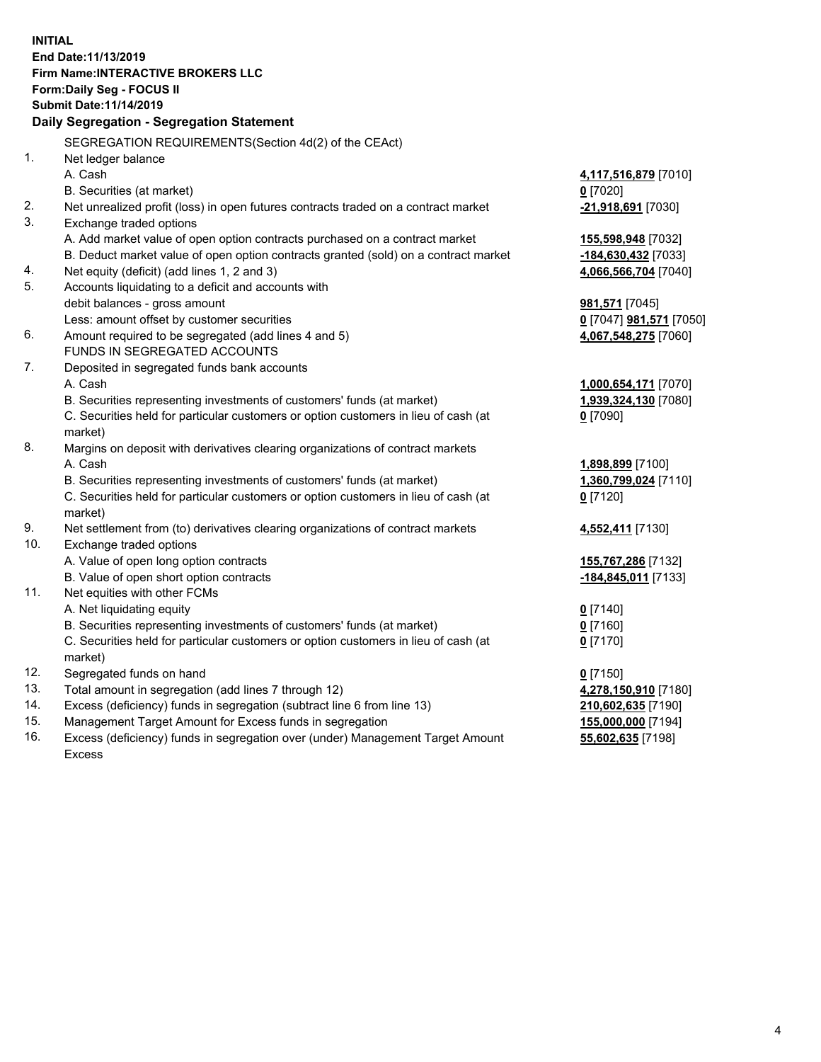**INITIAL**
**End Date:11/13/2019**
**Firm Name:INTERACTIVE BROKERS LLC**
**Form:Daily Seg - FOCUS II**
**Submit Date:11/14/2019**

**Daily Segregation - Segregation Statement**

SEGREGATION REQUIREMENTS(Section 4d(2) of the CEAct)

| | | |
|---|---|---|
| 1. | Net ledger balance | |
| | A. Cash | **4,117,516,879** [7010] |
| | B. Securities (at market) | **0** [7020] |
| 2. | Net unrealized profit (loss) in open futures contracts traded on a contract market | **-21,918,691** [7030] |
| 3. | Exchange traded options | |
| | A. Add market value of open option contracts purchased on a contract market | **155,598,948** [7032] |
| | B. Deduct market value of open option contracts granted (sold) on a contract market | **-184,630,432** [7033] |
| 4. | Net equity (deficit) (add lines 1, 2 and 3) | **4,066,566,704** [7040] |
| 5. | Accounts liquidating to a deficit and accounts with debit balances - gross amount | **981,571** [7045] |
| | Less: amount offset by customer securities | **0** [7047] **981,571** [7050] |
| 6. | Amount required to be segregated (add lines 4 and 5) | **4,067,548,275** [7060] |
| | FUNDS IN SEGREGATED ACCOUNTS | |
| 7. | Deposited in segregated funds bank accounts | |
| | A. Cash | **1,000,654,171** [7070] |
| | B. Securities representing investments of customers' funds (at market) | **1,939,324,130** [7080] |
| | C. Securities held for particular customers or option customers in lieu of cash (at market) | **0** [7090] |
| 8. | Margins on deposit with derivatives clearing organizations of contract markets | |
| | A. Cash | **1,898,899** [7100] |
| | B. Securities representing investments of customers' funds (at market) | **1,360,799,024** [7110] |
| | C. Securities held for particular customers or option customers in lieu of cash (at market) | **0** [7120] |
| 9. | Net settlement from (to) derivatives clearing organizations of contract markets | **4,552,411** [7130] |
| 10. | Exchange traded options | |
| | A. Value of open long option contracts | **155,767,286** [7132] |
| | B. Value of open short option contracts | **-184,845,011** [7133] |
| 11. | Net equities with other FCMs | |
| | A. Net liquidating equity | **0** [7140] |
| | B. Securities representing investments of customers' funds (at market) | **0** [7160] |
| | C. Securities held for particular customers or option customers in lieu of cash (at market) | **0** [7170] |
| 12. | Segregated funds on hand | **0** [7150] |
| 13. | Total amount in segregation (add lines 7 through 12) | **4,278,150,910** [7180] |
| 14. | Excess (deficiency) funds in segregation (subtract line 6 from line 13) | **210,602,635** [7190] |
| 15. | Management Target Amount for Excess funds in segregation | **155,000,000** [7194] |
| 16. | Excess (deficiency) funds in segregation over (under) Management Target Amount Excess | **55,602,635** [7198] |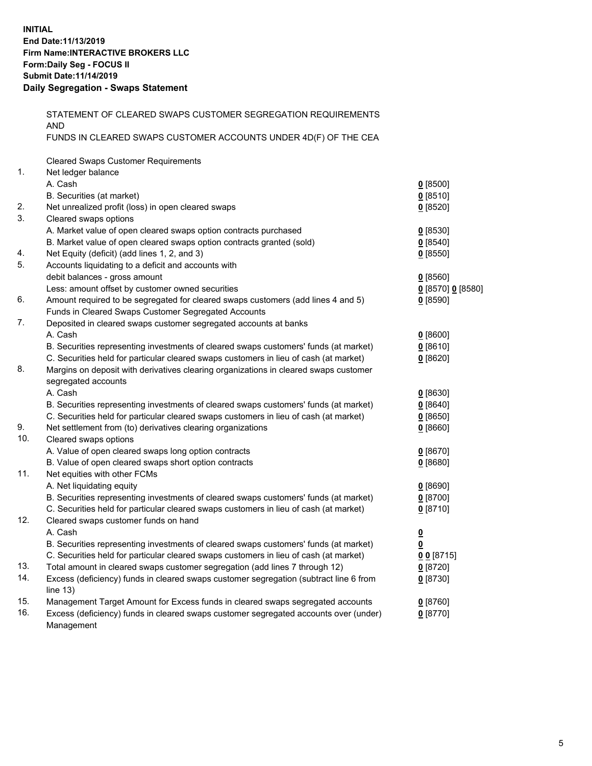**INITIAL**
**End Date:11/13/2019**
**Firm Name:INTERACTIVE BROKERS LLC**
**Form:Daily Seg - FOCUS II**
**Submit Date:11/14/2019**
**Daily Segregation - Swaps Statement**

STATEMENT OF CLEARED SWAPS CUSTOMER SEGREGATION REQUIREMENTS AND FUNDS IN CLEARED SWAPS CUSTOMER ACCOUNTS UNDER 4D(F) OF THE CEA

| | | |
|---|---|---|
| | Cleared Swaps Customer Requirements | |
| 1. | Net ledger balance | |
| | A. Cash | 0 [8500] |
| | B. Securities (at market) | 0 [8510] |
| 2. | Net unrealized profit (loss) in open cleared swaps | 0 [8520] |
| 3. | Cleared swaps options | |
| | A. Market value of open cleared swaps option contracts purchased | 0 [8530] |
| | B. Market value of open cleared swaps option contracts granted (sold) | 0 [8540] |
| 4. | Net Equity (deficit) (add lines 1, 2, and 3) | 0 [8550] |
| 5. | Accounts liquidating to a deficit and accounts with debit balances - gross amount | 0 [8560] |
| | Less: amount offset by customer owned securities | 0 [8570] 0 [8580] |
| 6. | Amount required to be segregated for cleared swaps customers (add lines 4 and 5) | 0 [8590] |
| | Funds in Cleared Swaps Customer Segregated Accounts | |
| 7. | Deposited in cleared swaps customer segregated accounts at banks | |
| | A. Cash | 0 [8600] |
| | B. Securities representing investments of cleared swaps customers' funds (at market) | 0 [8610] |
| | C. Securities held for particular cleared swaps customers in lieu of cash (at market) | 0 [8620] |
| 8. | Margins on deposit with derivatives clearing organizations in cleared swaps customer segregated accounts | |
| | A. Cash | 0 [8630] |
| | B. Securities representing investments of cleared swaps customers' funds (at market) | 0 [8640] |
| | C. Securities held for particular cleared swaps customers in lieu of cash (at market) | 0 [8650] |
| 9. | Net settlement from (to) derivatives clearing organizations | 0 [8660] |
| 10. | Cleared swaps options | |
| | A. Value of open cleared swaps long option contracts | 0 [8670] |
| | B. Value of open cleared swaps short option contracts | 0 [8680] |
| 11. | Net equities with other FCMs | |
| | A. Net liquidating equity | 0 [8690] |
| | B. Securities representing investments of cleared swaps customers' funds (at market) | 0 [8700] |
| | C. Securities held for particular cleared swaps customers in lieu of cash (at market) | 0 [8710] |
| 12. | Cleared swaps customer funds on hand | |
| | A. Cash | 0 |
| | B. Securities representing investments of cleared swaps customers' funds (at market) | 0 |
| | C. Securities held for particular cleared swaps customers in lieu of cash (at market) | 0 0 [8715] |
| 13. | Total amount in cleared swaps customer segregation (add lines 7 through 12) | 0 [8720] |
| 14. | Excess (deficiency) funds in cleared swaps customer segregation (subtract line 6 from line 13) | 0 [8730] |
| 15. | Management Target Amount for Excess funds in cleared swaps segregated accounts | 0 [8760] |
| 16. | Excess (deficiency) funds in cleared swaps customer segregated accounts over (under) Management | 0 [8770] |